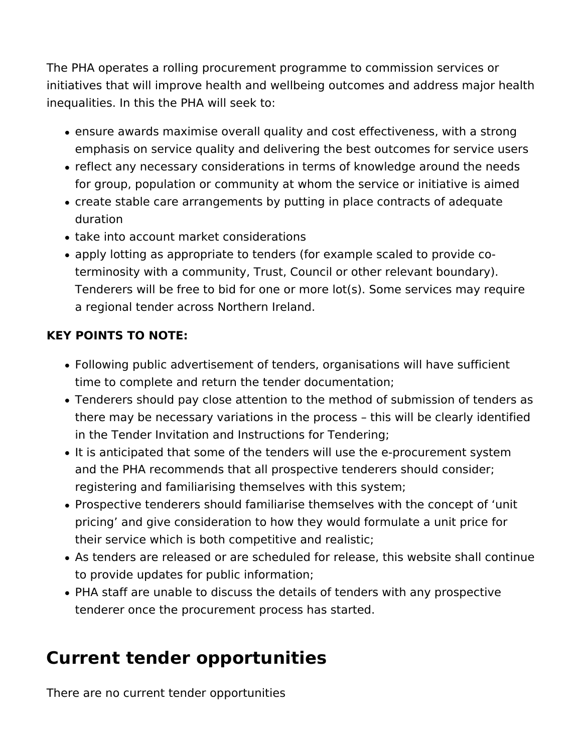The PHA operates a rolling procurement programme to commission services or initiatives that will improve health and wellbeing outcomes and address major health inequalities. In this the PHA will seek to:

- ensure awards maximise overall quality and cost effectiveness, with a strong emphasis on service quality and delivering the best outcomes for service users
- reflect any necessary considerations in terms of knowledge around the needs for group, population or community at whom the service or initiative is aimed
- create stable care arrangements by putting in place contracts of adequate duration
- take into account market considerations
- apply lotting as appropriate to tenders (for example scaled to provide co-terminosity with a community, Trust, Council or other relevant boundary). Tenderers will be free to bid for one or more lot(s). Some services may require a regional tender across Northern Ireland.

**KEY POINTS TO NOTE:**

- Following public advertisement of tenders, organisations will have sufficient time to complete and return the tender documentation;
- Tenderers should pay close attention to the method of submission of tenders as there may be necessary variations in the process – this will be clearly identified in the Tender Invitation and Instructions for Tendering;
- It is anticipated that some of the tenders will use the e-procurement system and the PHA recommends that all prospective tenderers should consider; registering and familiarising themselves with this system;
- Prospective tenderers should familiarise themselves with the concept of ‘unit pricing’ and give consideration to how they would formulate a unit price for their service which is both competitive and realistic;
- As tenders are released or are scheduled for release, this website shall continue to provide updates for public information;
- PHA staff are unable to discuss the details of tenders with any prospective tenderer once the procurement process has started.

# Current tender opportunities

There are no current tender opportunities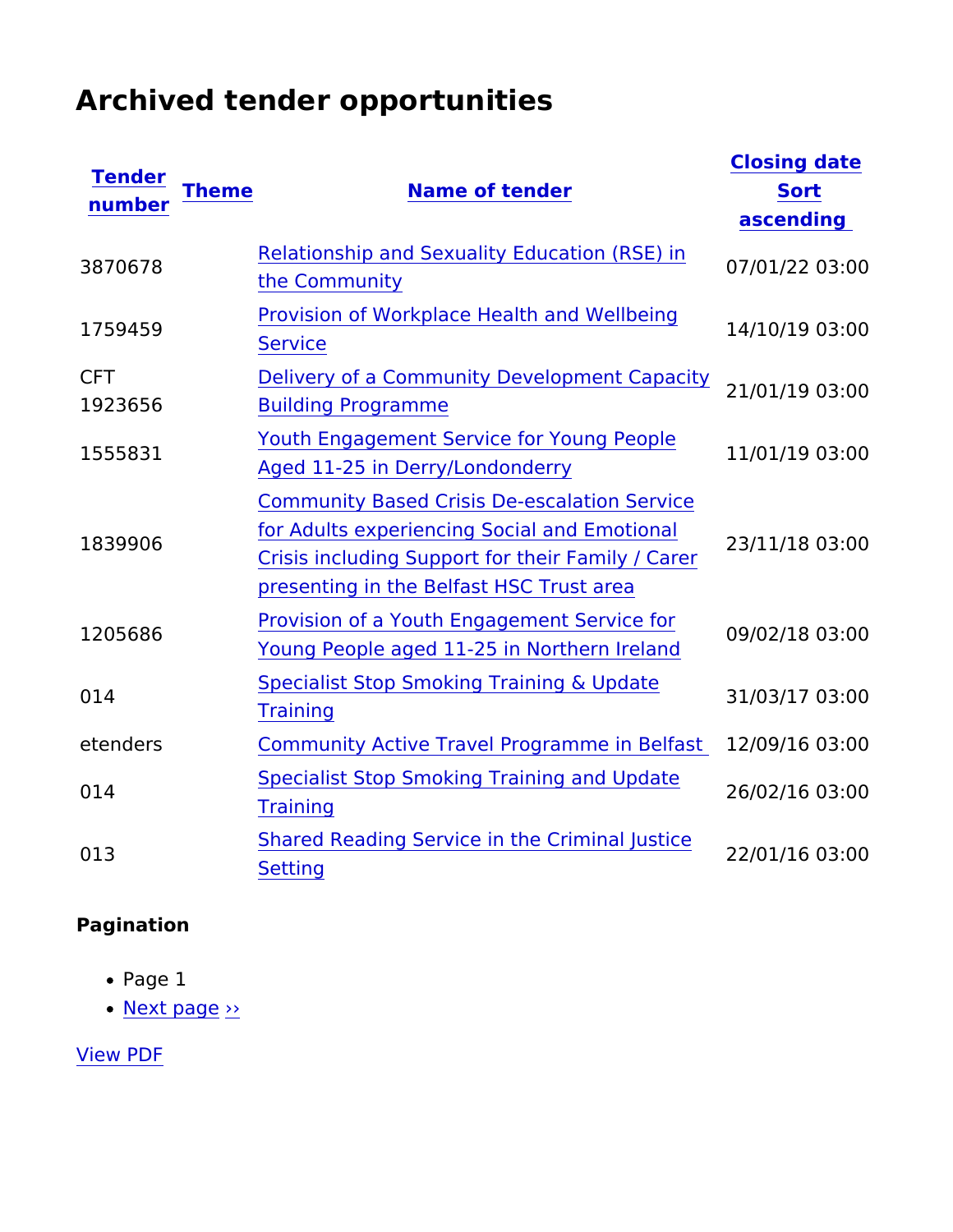# Archived tender opportunities

| Tender number | Theme | Name of tender | Closing date Sort ascending |
|---|---|---|---|
| 3870678 | | Relationship and Sexuality Education (RSE) in the Community | 07/01/22 03:00 |
| 1759459 | | Provision of Workplace Health and Wellbeing Service | 14/10/19 03:00 |
| CFT 1923656 | | Delivery of a Community Development Capacity Building Programme | 21/01/19 03:00 |
| 1555831 | | Youth Engagement Service for Young People Aged 11-25 in Derry/Londonderry | 11/01/19 03:00 |
| 1839906 | | Community Based Crisis De-escalation Service for Adults experiencing Social and Emotional Crisis including Support for their Family / Carer presenting in the Belfast HSC Trust area | 23/11/18 03:00 |
| 1205686 | | Provision of a Youth Engagement Service for Young People aged 11-25 in Northern Ireland | 09/02/18 03:00 |
| 014 | | Specialist Stop Smoking Training & Update Training | 31/03/17 03:00 |
| etenders | | Community Active Travel Programme in Belfast | 12/09/16 03:00 |
| 014 | | Specialist Stop Smoking Training and Update Training | 26/02/16 03:00 |
| 013 | | Shared Reading Service in the Criminal Justice Setting | 22/01/16 03:00 |

**Pagination**

- Page 1
- Next page ››

View PDF